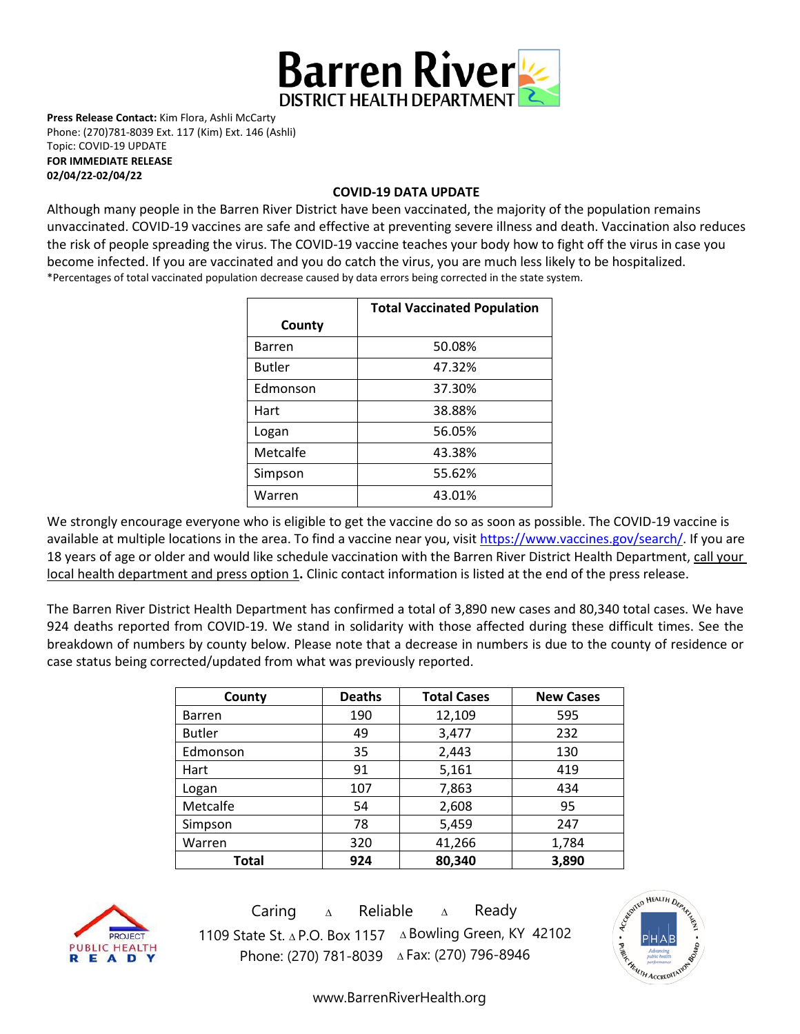# Barren River DISTRICT HEALTH DEPARTMENT

**Press Release Contact:** Kim Flora, Ashli McCarty
Phone: (270)781-8039 Ext. 117 (Kim) Ext. 146 (Ashli)
Topic: COVID-19 UPDATE
**FOR IMMEDIATE RELEASE**
**02/04/22-02/04/22**

## COVID-19 DATA UPDATE

Although many people in the Barren River District have been vaccinated, the majority of the population remains unvaccinated. COVID-19 vaccines are safe and effective at preventing severe illness and death. Vaccination also reduces the risk of people spreading the virus. The COVID-19 vaccine teaches your body how to fight off the virus in case you become infected. If you are vaccinated and you do catch the virus, you are much less likely to be hospitalized.
*Percentages of total vaccinated population decrease caused by data errors being corrected in the state system.

| County | Total Vaccinated Population |
|---|---|
| Barren | 50.08% |
| Butler | 47.32% |
| Edmonson | 37.30% |
| Hart | 38.88% |
| Logan | 56.05% |
| Metcalfe | 43.38% |
| Simpson | 55.62% |
| Warren | 43.01% |

We strongly encourage everyone who is eligible to get the vaccine do so as soon as possible. The COVID-19 vaccine is available at multiple locations in the area. To find a vaccine near you, visit https://www.vaccines.gov/search/. If you are 18 years of age or older and would like schedule vaccination with the Barren River District Health Department, call your local health department and press option 1**.** Clinic contact information is listed at the end of the press release.

The Barren River District Health Department has confirmed a total of 3,890 new cases and 80,340 total cases. We have 924 deaths reported from COVID-19. We stand in solidarity with those affected during these difficult times. See the breakdown of numbers by county below. Please note that a decrease in numbers is due to the county of residence or case status being corrected/updated from what was previously reported.

| County | Deaths | Total Cases | New Cases |
|---|---|---|---|
| Barren | 190 | 12,109 | 595 |
| Butler | 49 | 3,477 | 232 |
| Edmonson | 35 | 2,443 | 130 |
| Hart | 91 | 5,161 | 419 |
| Logan | 107 | 7,863 | 434 |
| Metcalfe | 54 | 2,608 | 95 |
| Simpson | 78 | 5,459 | 247 |
| Warren | 320 | 41,266 | 1,784 |
| **Total** | **924** | **80,340** | **3,890** |

Caring ∆ Reliable ∆ Ready
1109 State St. ∆ P.O. Box 1157 ∆ Bowling Green, KY 42102
Phone: (270) 781-8039 ∆ Fax: (270) 796-8946

www.BarrenRiverHealth.org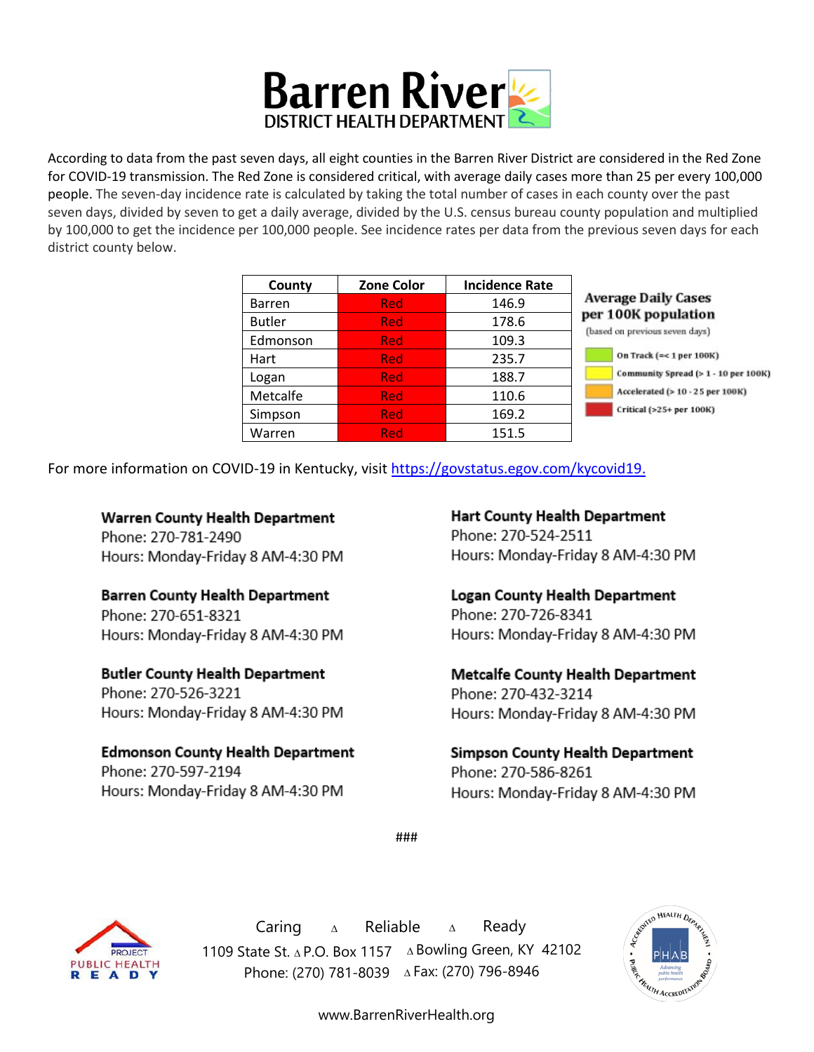# Barren River

DISTRICT HEALTH DEPARTMENT

According to data from the past seven days, all eight counties in the Barren River District are considered in the Red Zone for COVID-19 transmission. The Red Zone is considered critical, with average daily cases more than 25 per every 100,000 people. The seven-day incidence rate is calculated by taking the total number of cases in each county over the past seven days, divided by seven to get a daily average, divided by the U.S. census bureau county population and multiplied by 100,000 to get the incidence per 100,000 people. See incidence rates per data from the previous seven days for each district county below.

| County | Zone Color | Incidence Rate |
|---|---|---|
| Barren | Red | 146.9 |
| Butler | Red | 178.6 |
| Edmonson | Red | 109.3 |
| Hart | Red | 235.7 |
| Logan | Red | 188.7 |
| Metcalfe | Red | 110.6 |
| Simpson | Red | 169.2 |
| Warren | Red | 151.5 |

**Average Daily Cases per 100K population**
(based on previous seven days)

- On Track (=< 1 per 100K)
- Community Spread (> 1 - 10 per 100K)
- Accelerated (> 10 - 25 per 100K)
- Critical (>25+ per 100K)

For more information on COVID-19 in Kentucky, visit https://govstatus.egov.com/kycovid19.

**Warren County Health Department**
Phone: 270-781-2490
Hours: Monday-Friday 8 AM-4:30 PM

**Barren County Health Department**
Phone: 270-651-8321
Hours: Monday-Friday 8 AM-4:30 PM

**Butler County Health Department**
Phone: 270-526-3221
Hours: Monday-Friday 8 AM-4:30 PM

**Edmonson County Health Department**
Phone: 270-597-2194
Hours: Monday-Friday 8 AM-4:30 PM

**Hart County Health Department**
Phone: 270-524-2511
Hours: Monday-Friday 8 AM-4:30 PM

**Logan County Health Department**
Phone: 270-726-8341
Hours: Monday-Friday 8 AM-4:30 PM

**Metcalfe County Health Department**
Phone: 270-432-3214
Hours: Monday-Friday 8 AM-4:30 PM

**Simpson County Health Department**
Phone: 270-586-8261
Hours: Monday-Friday 8 AM-4:30 PM

###

Caring ∆ Reliable ∆ Ready
1109 State St. ∆ P.O. Box 1157 ∆ Bowling Green, KY 42102
Phone: (270) 781-8039 ∆ Fax: (270) 796-8946

www.BarrenRiverHealth.org